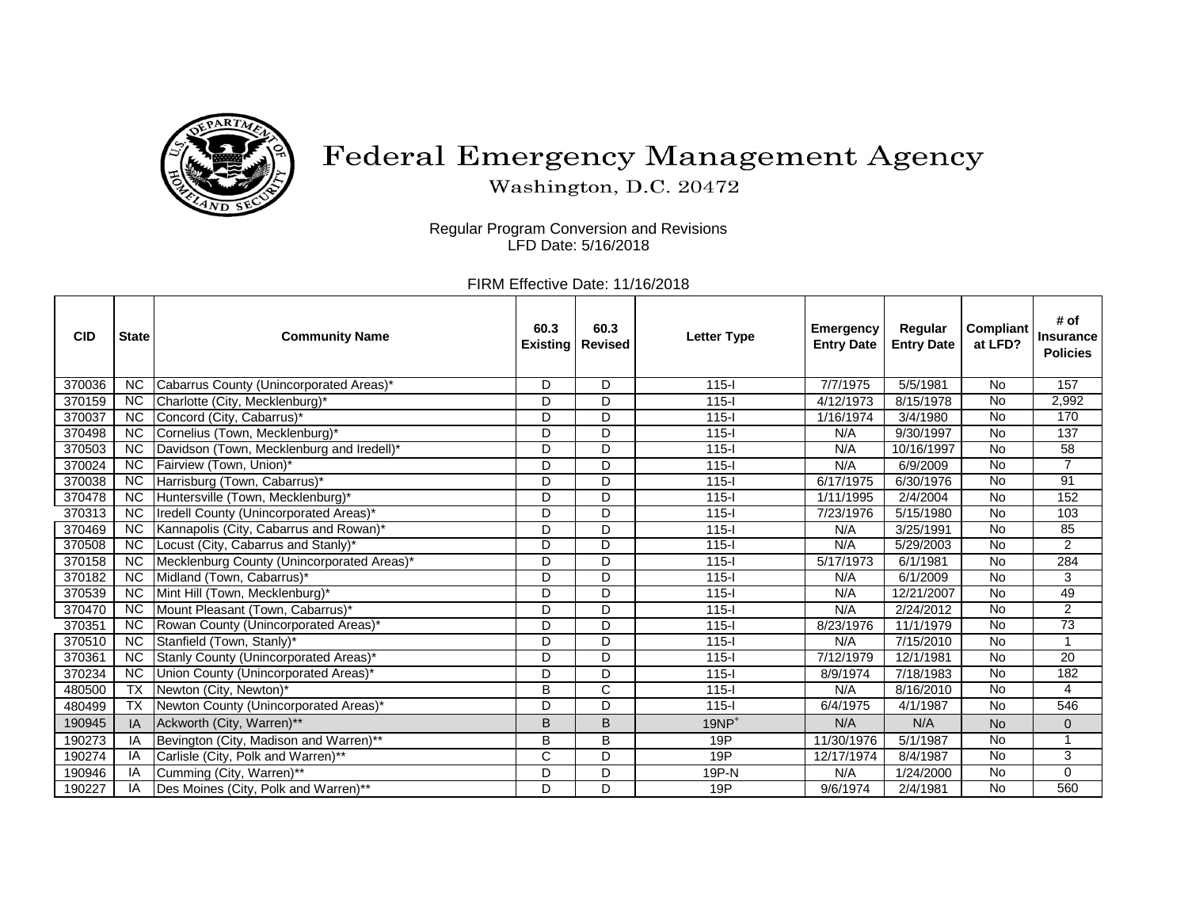# Federal Emergency Management Agency

Washington, D.C. 20472

Regular Program Conversion and Revisions
LFD Date: 5/16/2018

FIRM Effective Date: 11/16/2018

| CID | State | Community Name | 60.3 Existing | 60.3 Revised | Letter Type | Emergency Entry Date | Regular Entry Date | Compliant at LFD? | # of Insurance Policies |
|---|---|---|---|---|---|---|---|---|---|
| 370036 | NC | Cabarrus County (Unincorporated Areas)* | D | D | 115-I | 7/7/1975 | 5/5/1981 | No | 157 |
| 370159 | NC | Charlotte (City, Mecklenburg)* | D | D | 115-I | 4/12/1973 | 8/15/1978 | No | 2,992 |
| 370037 | NC | Concord (City, Cabarrus)* | D | D | 115-I | 1/16/1974 | 3/4/1980 | No | 170 |
| 370498 | NC | Cornelius (Town, Mecklenburg)* | D | D | 115-I | N/A | 9/30/1997 | No | 137 |
| 370503 | NC | Davidson (Town, Mecklenburg and Iredell)* | D | D | 115-I | N/A | 10/16/1997 | No | 58 |
| 370024 | NC | Fairview (Town, Union)* | D | D | 115-I | N/A | 6/9/2009 | No | 7 |
| 370038 | NC | Harrisburg (Town, Cabarrus)* | D | D | 115-I | 6/17/1975 | 6/30/1976 | No | 91 |
| 370478 | NC | Huntersville (Town, Mecklenburg)* | D | D | 115-I | 1/11/1995 | 2/4/2004 | No | 152 |
| 370313 | NC | Iredell County (Unincorporated Areas)* | D | D | 115-I | 7/23/1976 | 5/15/1980 | No | 103 |
| 370469 | NC | Kannapolis (City, Cabarrus and Rowan)* | D | D | 115-I | N/A | 3/25/1991 | No | 85 |
| 370508 | NC | Locust (City, Cabarrus and Stanly)* | D | D | 115-I | N/A | 5/29/2003 | No | 2 |
| 370158 | NC | Mecklenburg County (Unincorporated Areas)* | D | D | 115-I | 5/17/1973 | 6/1/1981 | No | 284 |
| 370182 | NC | Midland (Town, Cabarrus)* | D | D | 115-I | N/A | 6/1/2009 | No | 3 |
| 370539 | NC | Mint Hill (Town, Mecklenburg)* | D | D | 115-I | N/A | 12/21/2007 | No | 49 |
| 370470 | NC | Mount Pleasant (Town, Cabarrus)* | D | D | 115-I | N/A | 2/24/2012 | No | 2 |
| 370351 | NC | Rowan County (Unincorporated Areas)* | D | D | 115-I | 8/23/1976 | 11/1/1979 | No | 73 |
| 370510 | NC | Stanfield (Town, Stanly)* | D | D | 115-I | N/A | 7/15/2010 | No | 1 |
| 370361 | NC | Stanly County (Unincorporated Areas)* | D | D | 115-I | 7/12/1979 | 12/1/1981 | No | 20 |
| 370234 | NC | Union County (Unincorporated Areas)* | D | D | 115-I | 8/9/1974 | 7/18/1983 | No | 182 |
| 480500 | TX | Newton (City, Newton)* | B | C | 115-I | N/A | 8/16/2010 | No | 4 |
| 480499 | TX | Newton County (Unincorporated Areas)* | D | D | 115-I | 6/4/1975 | 4/1/1987 | No | 546 |
| 190945 | IA | Ackworth (City, Warren)** | B | B | 19NP+ | N/A | N/A | No | 0 |
| 190273 | IA | Bevington (City, Madison and Warren)** | B | B | 19P | 11/30/1976 | 5/1/1987 | No | 1 |
| 190274 | IA | Carlisle (City, Polk and Warren)** | C | D | 19P | 12/17/1974 | 8/4/1987 | No | 3 |
| 190946 | IA | Cumming (City, Warren)** | D | D | 19P-N | N/A | 1/24/2000 | No | 0 |
| 190227 | IA | Des Moines (City, Polk and Warren)** | D | D | 19P | 9/6/1974 | 2/4/1981 | No | 560 |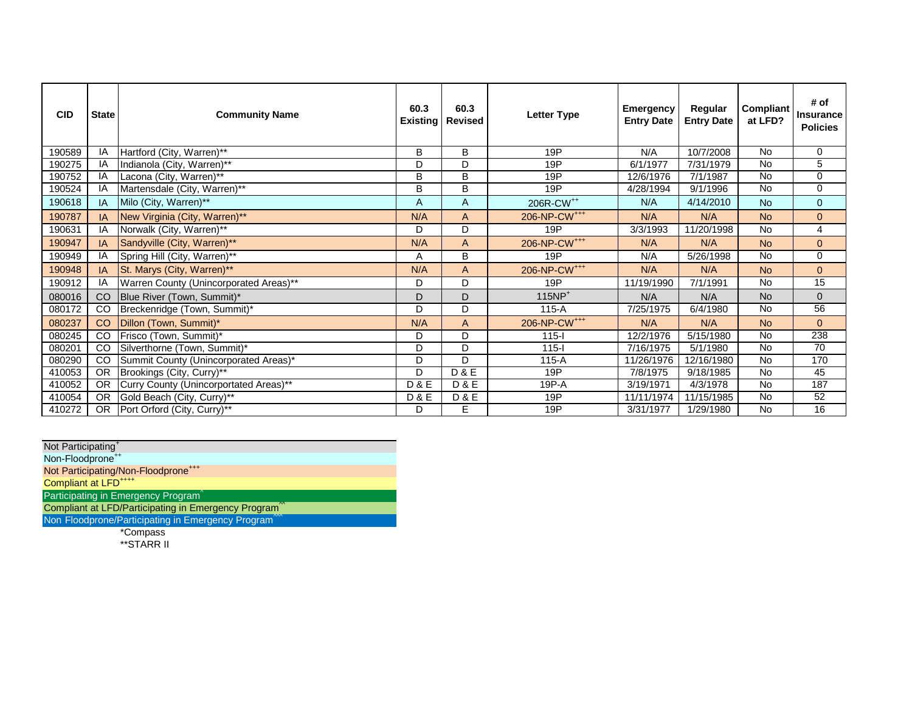| CID | State | Community Name | 60.3 Existing | 60.3 Revised | Letter Type | Emergency Entry Date | Regular Entry Date | Compliant at LFD? | # of Insurance Policies |
|---|---|---|---|---|---|---|---|---|---|
| 190589 | IA | Hartford (City, Warren)** | B | B | 19P | N/A | 10/7/2008 | No | 0 |
| 190275 | IA | Indianola (City, Warren)** | D | D | 19P | 6/1/1977 | 7/31/1979 | No | 5 |
| 190752 | IA | Lacona (City, Warren)** | B | B | 19P | 12/6/1976 | 7/1/1987 | No | 0 |
| 190524 | IA | Martensdale (City, Warren)** | B | B | 19P | 4/28/1994 | 9/1/1996 | No | 0 |
| 190618 | IA | Milo (City, Warren)** | A | A | 206R-CW++ | N/A | 4/14/2010 | No | 0 |
| 190787 | IA | New Virginia (City, Warren)** | N/A | A | 206-NP-CW+++ | N/A | N/A | No | 0 |
| 190631 | IA | Norwalk (City, Warren)** | D | D | 19P | 3/3/1993 | 11/20/1998 | No | 4 |
| 190947 | IA | Sandyville (City, Warren)** | N/A | A | 206-NP-CW+++ | N/A | N/A | No | 0 |
| 190949 | IA | Spring Hill (City, Warren)** | A | B | 19P | N/A | 5/26/1998 | No | 0 |
| 190948 | IA | St. Marys (City, Warren)** | N/A | A | 206-NP-CW+++ | N/A | N/A | No | 0 |
| 190912 | IA | Warren County (Unincorporated Areas)** | D | D | 19P | 11/19/1990 | 7/1/1991 | No | 15 |
| 080016 | CO | Blue River (Town, Summit)* | D | D | 115NP+ | N/A | N/A | No | 0 |
| 080172 | CO | Breckenridge (Town, Summit)* | D | D | 115-A | 7/25/1975 | 6/4/1980 | No | 56 |
| 080237 | CO | Dillon (Town, Summit)* | N/A | A | 206-NP-CW+++ | N/A | N/A | No | 0 |
| 080245 | CO | Frisco (Town, Summit)* | D | D | 115-I | 12/2/1976 | 5/15/1980 | No | 238 |
| 080201 | CO | Silverthorne (Town, Summit)* | D | D | 115-I | 7/16/1975 | 5/1/1980 | No | 70 |
| 080290 | CO | Summit County (Unincorporated Areas)* | D | D | 115-A | 11/26/1976 | 12/16/1980 | No | 170 |
| 410053 | OR | Brookings (City, Curry)** | D | D & E | 19P | 7/8/1975 | 9/18/1985 | No | 45 |
| 410052 | OR | Curry County (Unincorportated Areas)** | D & E | D & E | 19P-A | 3/19/1971 | 4/3/1978 | No | 187 |
| 410054 | OR | Gold Beach (City, Curry)** | D & E | D & E | 19P | 11/11/1974 | 11/15/1985 | No | 52 |
| 410272 | OR | Port Orford (City, Curry)** | D | E | 19P | 3/31/1977 | 1/29/1980 | No | 16 |

Not Participating+

Non-Floodprone++

Not Participating/Non-Floodprone+++

Compliant at LFD++++

Participating in Emergency Program^

Compliant at LFD/Participating in Emergency Program^^

Non Floodprone/Participating in Emergency Program^^^

*Compass

**STARR II